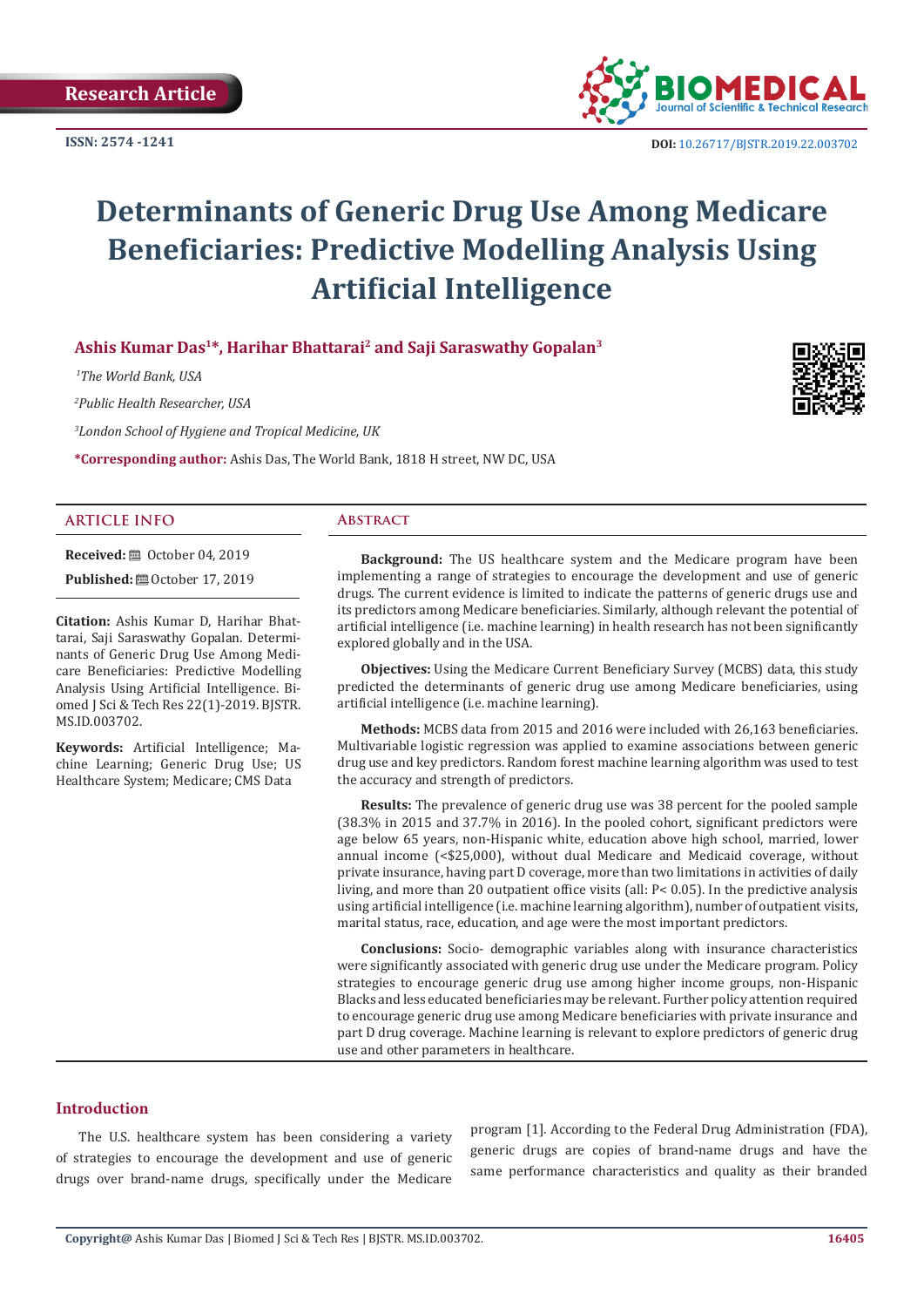Research Article

ISSN: 2574 -1241

DOI: 10.26717/BJSTR.2019.22.003702

# Determinants of Generic Drug Use Among Medicare Beneficiaries: Predictive Modelling Analysis Using Artificial Intelligence

**Ashis Kumar Das[1]*, Harihar Bhattarai[2] and Saji Saraswathy Gopalan[3]**

*[1]The World Bank, USA*

*[2]Public Health Researcher, USA*

*[3]London School of Hygiene and Tropical Medicine, UK*

**\*Corresponding author:** Ashis Das, The World Bank, 1818 H street, NW DC, USA

## ARTICLE INFO

**Received:** October 04, 2019

**Published:** October 17, 2019

**Citation:** Ashis Kumar D, Harihar Bhattarai, Saji Saraswathy Gopalan. Determinants of Generic Drug Use Among Medicare Beneficiaries: Predictive Modelling Analysis Using Artificial Intelligence. Biomed J Sci & Tech Res 22(1)-2019. BJSTR. MS.ID.003702.

**Keywords:** Artificial Intelligence; Machine Learning; Generic Drug Use; US Healthcare System; Medicare; CMS Data

## Abstract

**Background:** The US healthcare system and the Medicare program have been implementing a range of strategies to encourage the development and use of generic drugs. The current evidence is limited to indicate the patterns of generic drugs use and its predictors among Medicare beneficiaries. Similarly, although relevant the potential of artificial intelligence (i.e. machine learning) in health research has not been significantly explored globally and in the USA.

**Objectives:** Using the Medicare Current Beneficiary Survey (MCBS) data, this study predicted the determinants of generic drug use among Medicare beneficiaries, using artificial intelligence (i.e. machine learning).

**Methods:** MCBS data from 2015 and 2016 were included with 26,163 beneficiaries. Multivariable logistic regression was applied to examine associations between generic drug use and key predictors. Random forest machine learning algorithm was used to test the accuracy and strength of predictors.

**Results:** The prevalence of generic drug use was 38 percent for the pooled sample (38.3% in 2015 and 37.7% in 2016). In the pooled cohort, significant predictors were age below 65 years, non-Hispanic white, education above high school, married, lower annual income (<$25,000), without dual Medicare and Medicaid coverage, without private insurance, having part D coverage, more than two limitations in activities of daily living, and more than 20 outpatient office visits (all: $P < 0.05$). In the predictive analysis using artificial intelligence (i.e. machine learning algorithm), number of outpatient visits, marital status, race, education, and age were the most important predictors.

**Conclusions:** Socio- demographic variables along with insurance characteristics were significantly associated with generic drug use under the Medicare program. Policy strategies to encourage generic drug use among higher income groups, non-Hispanic Blacks and less educated beneficiaries may be relevant. Further policy attention required to encourage generic drug use among Medicare beneficiaries with private insurance and part D drug coverage. Machine learning is relevant to explore predictors of generic drug use and other parameters in healthcare.

## Introduction

The U.S. healthcare system has been considering a variety of strategies to encourage the development and use of generic drugs over brand-name drugs, specifically under the Medicare program [1]. According to the Federal Drug Administration (FDA), generic drugs are copies of brand-name drugs and have the same performance characteristics and quality as their branded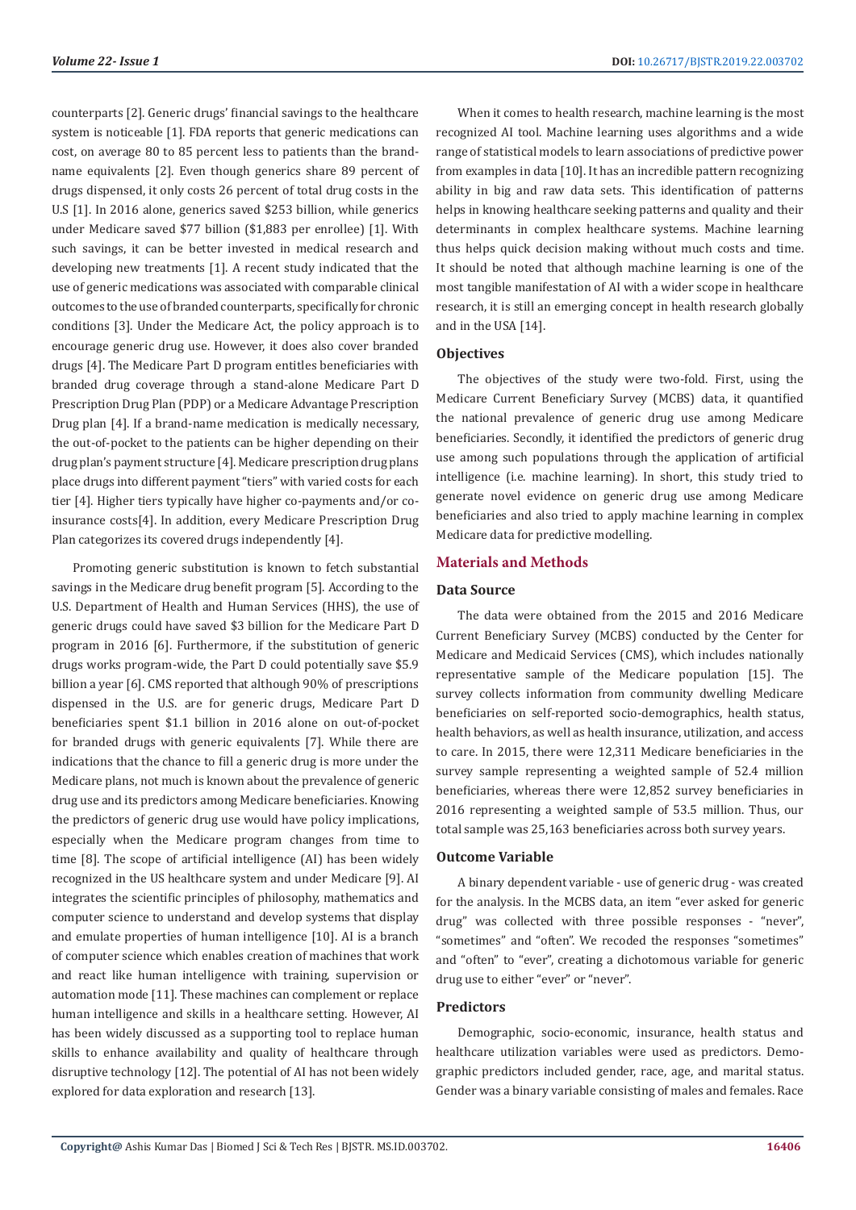counterparts [2]. Generic drugs' financial savings to the healthcare system is noticeable [1]. FDA reports that generic medications can cost, on average 80 to 85 percent less to patients than the brand-name equivalents [2]. Even though generics share 89 percent of drugs dispensed, it only costs 26 percent of total drug costs in the U.S [1]. In 2016 alone, generics saved $253 billion, while generics under Medicare saved $77 billion ($1,883 per enrollee) [1]. With such savings, it can be better invested in medical research and developing new treatments [1]. A recent study indicated that the use of generic medications was associated with comparable clinical outcomes to the use of branded counterparts, specifically for chronic conditions [3]. Under the Medicare Act, the policy approach is to encourage generic drug use. However, it does also cover branded drugs [4]. The Medicare Part D program entitles beneficiaries with branded drug coverage through a stand-alone Medicare Part D Prescription Drug Plan (PDP) or a Medicare Advantage Prescription Drug plan [4]. If a brand-name medication is medically necessary, the out-of-pocket to the patients can be higher depending on their drug plan's payment structure [4]. Medicare prescription drug plans place drugs into different payment "tiers" with varied costs for each tier [4]. Higher tiers typically have higher co-payments and/or co-insurance costs[4]. In addition, every Medicare Prescription Drug Plan categorizes its covered drugs independently [4].

Promoting generic substitution is known to fetch substantial savings in the Medicare drug benefit program [5]. According to the U.S. Department of Health and Human Services (HHS), the use of generic drugs could have saved $3 billion for the Medicare Part D program in 2016 [6]. Furthermore, if the substitution of generic drugs works program-wide, the Part D could potentially save $5.9 billion a year [6]. CMS reported that although 90% of prescriptions dispensed in the U.S. are for generic drugs, Medicare Part D beneficiaries spent $1.1 billion in 2016 alone on out-of-pocket for branded drugs with generic equivalents [7]. While there are indications that the chance to fill a generic drug is more under the Medicare plans, not much is known about the prevalence of generic drug use and its predictors among Medicare beneficiaries. Knowing the predictors of generic drug use would have policy implications, especially when the Medicare program changes from time to time [8]. The scope of artificial intelligence (AI) has been widely recognized in the US healthcare system and under Medicare [9]. AI integrates the scientific principles of philosophy, mathematics and computer science to understand and develop systems that display and emulate properties of human intelligence [10]. AI is a branch of computer science which enables creation of machines that work and react like human intelligence with training, supervision or automation mode [11]. These machines can complement or replace human intelligence and skills in a healthcare setting. However, AI has been widely discussed as a supporting tool to replace human skills to enhance availability and quality of healthcare through disruptive technology [12]. The potential of AI has not been widely explored for data exploration and research [13].

When it comes to health research, machine learning is the most recognized AI tool. Machine learning uses algorithms and a wide range of statistical models to learn associations of predictive power from examples in data [10]. It has an incredible pattern recognizing ability in big and raw data sets. This identification of patterns helps in knowing healthcare seeking patterns and quality and their determinants in complex healthcare systems. Machine learning thus helps quick decision making without much costs and time. It should be noted that although machine learning is one of the most tangible manifestation of AI with a wider scope in healthcare research, it is still an emerging concept in health research globally and in the USA [14].

### Objectives

The objectives of the study were two-fold. First, using the Medicare Current Beneficiary Survey (MCBS) data, it quantified the national prevalence of generic drug use among Medicare beneficiaries. Secondly, it identified the predictors of generic drug use among such populations through the application of artificial intelligence (i.e. machine learning). In short, this study tried to generate novel evidence on generic drug use among Medicare beneficiaries and also tried to apply machine learning in complex Medicare data for predictive modelling.

## Materials and Methods

### Data Source

The data were obtained from the 2015 and 2016 Medicare Current Beneficiary Survey (MCBS) conducted by the Center for Medicare and Medicaid Services (CMS), which includes nationally representative sample of the Medicare population [15]. The survey collects information from community dwelling Medicare beneficiaries on self-reported socio-demographics, health status, health behaviors, as well as health insurance, utilization, and access to care. In 2015, there were 12,311 Medicare beneficiaries in the survey sample representing a weighted sample of 52.4 million beneficiaries, whereas there were 12,852 survey beneficiaries in 2016 representing a weighted sample of 53.5 million. Thus, our total sample was 25,163 beneficiaries across both survey years.

### Outcome Variable

A binary dependent variable - use of generic drug - was created for the analysis. In the MCBS data, an item "ever asked for generic drug" was collected with three possible responses - "never", "sometimes" and "often". We recoded the responses "sometimes" and "often" to "ever", creating a dichotomous variable for generic drug use to either "ever" or "never".

### Predictors

Demographic, socio-economic, insurance, health status and healthcare utilization variables were used as predictors. Demographic predictors included gender, race, age, and marital status. Gender was a binary variable consisting of males and females. Race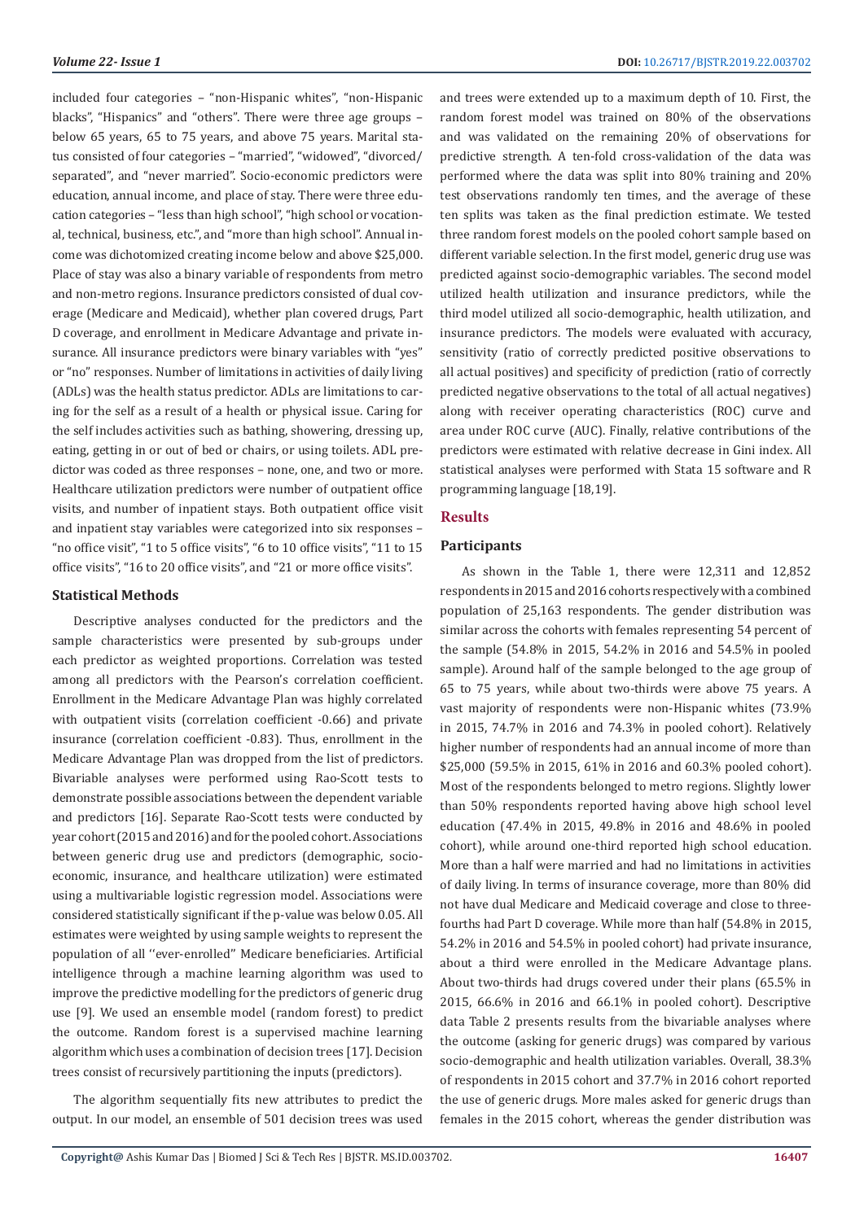included four categories – "non-Hispanic whites", "non-Hispanic blacks", "Hispanics" and "others". There were three age groups – below 65 years, 65 to 75 years, and above 75 years. Marital status consisted of four categories – "married", "widowed", "divorced/separated", and "never married". Socio-economic predictors were education, annual income, and place of stay. There were three education categories – "less than high school", "high school or vocational, technical, business, etc.", and "more than high school". Annual income was dichotomized creating income below and above $25,000. Place of stay was also a binary variable of respondents from metro and non-metro regions. Insurance predictors consisted of dual coverage (Medicare and Medicaid), whether plan covered drugs, Part D coverage, and enrollment in Medicare Advantage and private insurance. All insurance predictors were binary variables with "yes" or "no" responses. Number of limitations in activities of daily living (ADLs) was the health status predictor. ADLs are limitations to caring for the self as a result of a health or physical issue. Caring for the self includes activities such as bathing, showering, dressing up, eating, getting in or out of bed or chairs, or using toilets. ADL predictor was coded as three responses – none, one, and two or more. Healthcare utilization predictors were number of outpatient office visits, and number of inpatient stays. Both outpatient office visit and inpatient stay variables were categorized into six responses – "no office visit", "1 to 5 office visits", "6 to 10 office visits", "11 to 15 office visits", "16 to 20 office visits", and "21 or more office visits".

### Statistical Methods

Descriptive analyses conducted for the predictors and the sample characteristics were presented by sub-groups under each predictor as weighted proportions. Correlation was tested among all predictors with the Pearson's correlation coefficient. Enrollment in the Medicare Advantage Plan was highly correlated with outpatient visits (correlation coefficient -0.66) and private insurance (correlation coefficient -0.83). Thus, enrollment in the Medicare Advantage Plan was dropped from the list of predictors. Bivariable analyses were performed using Rao-Scott tests to demonstrate possible associations between the dependent variable and predictors [16]. Separate Rao-Scott tests were conducted by year cohort (2015 and 2016) and for the pooled cohort. Associations between generic drug use and predictors (demographic, socio-economic, insurance, and healthcare utilization) were estimated using a multivariable logistic regression model. Associations were considered statistically significant if the p-value was below 0.05. All estimates were weighted by using sample weights to represent the population of all ''ever-enrolled" Medicare beneficiaries. Artificial intelligence through a machine learning algorithm was used to improve the predictive modelling for the predictors of generic drug use [9]. We used an ensemble model (random forest) to predict the outcome. Random forest is a supervised machine learning algorithm which uses a combination of decision trees [17]. Decision trees consist of recursively partitioning the inputs (predictors).

The algorithm sequentially fits new attributes to predict the output. In our model, an ensemble of 501 decision trees was used and trees were extended up to a maximum depth of 10. First, the random forest model was trained on 80% of the observations and was validated on the remaining 20% of observations for predictive strength. A ten-fold cross-validation of the data was performed where the data was split into 80% training and 20% test observations randomly ten times, and the average of these ten splits was taken as the final prediction estimate. We tested three random forest models on the pooled cohort sample based on different variable selection. In the first model, generic drug use was predicted against socio-demographic variables. The second model utilized health utilization and insurance predictors, while the third model utilized all socio-demographic, health utilization, and insurance predictors. The models were evaluated with accuracy, sensitivity (ratio of correctly predicted positive observations to all actual positives) and specificity of prediction (ratio of correctly predicted negative observations to the total of all actual negatives) along with receiver operating characteristics (ROC) curve and area under ROC curve (AUC). Finally, relative contributions of the predictors were estimated with relative decrease in Gini index. All statistical analyses were performed with Stata 15 software and R programming language [18,19].

## Results

### Participants

As shown in the Table 1, there were 12,311 and 12,852 respondents in 2015 and 2016 cohorts respectively with a combined population of 25,163 respondents. The gender distribution was similar across the cohorts with females representing 54 percent of the sample (54.8% in 2015, 54.2% in 2016 and 54.5% in pooled sample). Around half of the sample belonged to the age group of 65 to 75 years, while about two-thirds were above 75 years. A vast majority of respondents were non-Hispanic whites (73.9% in 2015, 74.7% in 2016 and 74.3% in pooled cohort). Relatively higher number of respondents had an annual income of more than $25,000 (59.5% in 2015, 61% in 2016 and 60.3% pooled cohort). Most of the respondents belonged to metro regions. Slightly lower than 50% respondents reported having above high school level education (47.4% in 2015, 49.8% in 2016 and 48.6% in pooled cohort), while around one-third reported high school education. More than a half were married and had no limitations in activities of daily living. In terms of insurance coverage, more than 80% did not have dual Medicare and Medicaid coverage and close to three-fourths had Part D coverage. While more than half (54.8% in 2015, 54.2% in 2016 and 54.5% in pooled cohort) had private insurance, about a third were enrolled in the Medicare Advantage plans. About two-thirds had drugs covered under their plans (65.5% in 2015, 66.6% in 2016 and 66.1% in pooled cohort). Descriptive data Table 2 presents results from the bivariable analyses where the outcome (asking for generic drugs) was compared by various socio-demographic and health utilization variables. Overall, 38.3% of respondents in 2015 cohort and 37.7% in 2016 cohort reported the use of generic drugs. More males asked for generic drugs than females in the 2015 cohort, whereas the gender distribution was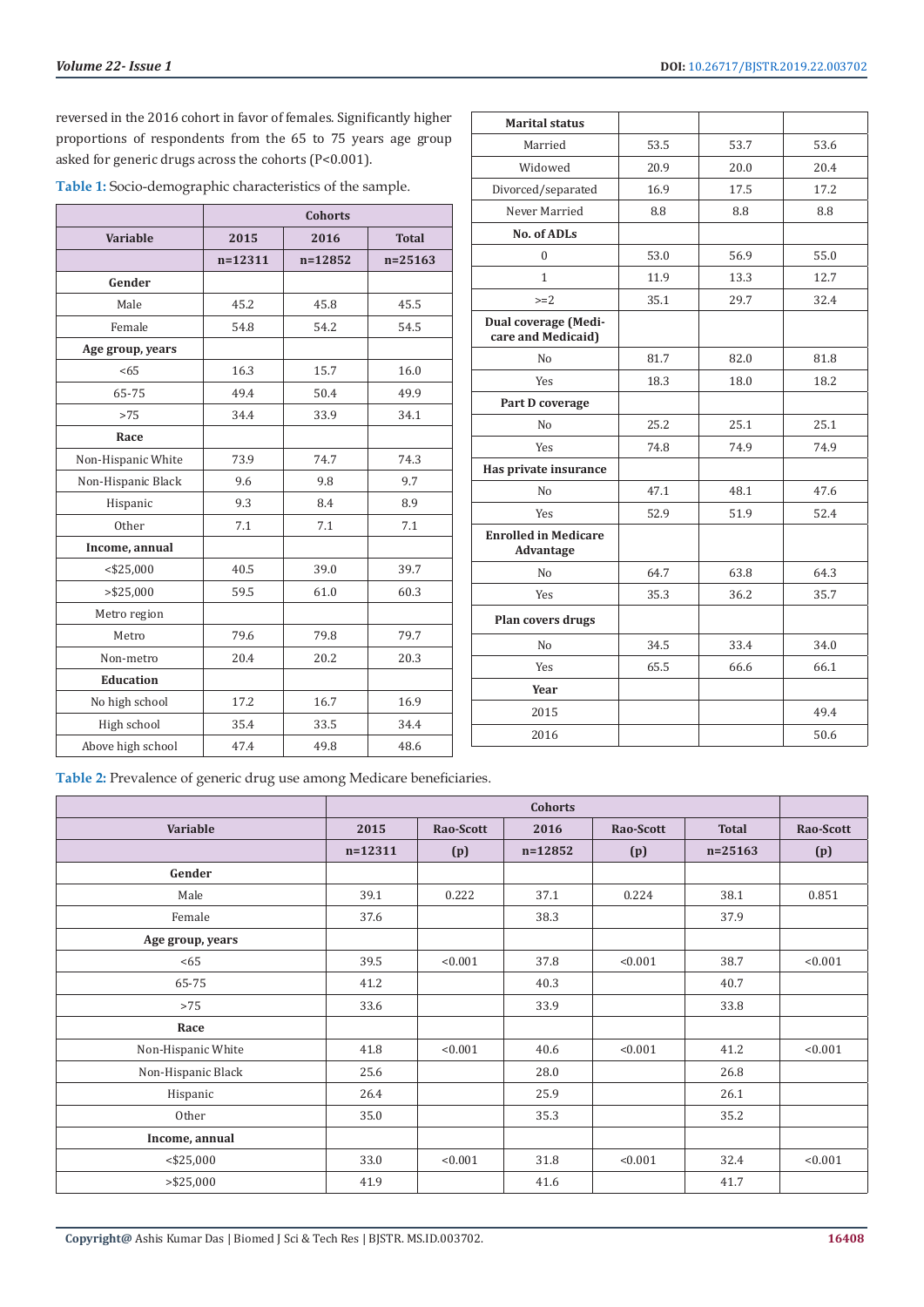reversed in the 2016 cohort in favor of females. Significantly higher proportions of respondents from the 65 to 75 years age group asked for generic drugs across the cohorts (P<0.001).

**Table 1:** Socio-demographic characteristics of the sample.

| Variable | Cohorts | | |
|---|---|---|---|
| | 2015 | 2016 | Total |
| | n=12311 | n=12852 | n=25163 |
| **Gender** | | | |
| Male | 45.2 | 45.8 | 45.5 |
| Female | 54.8 | 54.2 | 54.5 |
| **Age group, years** | | | |
| <65 | 16.3 | 15.7 | 16.0 |
| 65-75 | 49.4 | 50.4 | 49.9 |
| >75 | 34.4 | 33.9 | 34.1 |
| **Race** | | | |
| Non-Hispanic White | 73.9 | 74.7 | 74.3 |
| Non-Hispanic Black | 9.6 | 9.8 | 9.7 |
| Hispanic | 9.3 | 8.4 | 8.9 |
| Other | 7.1 | 7.1 | 7.1 |
| **Income, annual** | | | |
| <$25,000 | 40.5 | 39.0 | 39.7 |
| >$25,000 | 59.5 | 61.0 | 60.3 |
| Metro region | | | |
| Metro | 79.6 | 79.8 | 79.7 |
| Non-metro | 20.4 | 20.2 | 20.3 |
| **Education** | | | |
| No high school | 17.2 | 16.7 | 16.9 |
| High school | 35.4 | 33.5 | 34.4 |
| Above high school | 47.4 | 49.8 | 48.6 |
| **Marital status** | | | |
| Married | 53.5 | 53.7 | 53.6 |
| Widowed | 20.9 | 20.0 | 20.4 |
| Divorced/separated | 16.9 | 17.5 | 17.2 |
| Never Married | 8.8 | 8.8 | 8.8 |
| **No. of ADLs** | | | |
| 0 | 53.0 | 56.9 | 55.0 |
| 1 | 11.9 | 13.3 | 12.7 |
| >=2 | 35.1 | 29.7 | 32.4 |
| **Dual coverage (Medicare and Medicaid)** | | | |
| No | 81.7 | 82.0 | 81.8 |
| Yes | 18.3 | 18.0 | 18.2 |
| **Part D coverage** | | | |
| No | 25.2 | 25.1 | 25.1 |
| Yes | 74.8 | 74.9 | 74.9 |
| **Has private insurance** | | | |
| No | 47.1 | 48.1 | 47.6 |
| Yes | 52.9 | 51.9 | 52.4 |
| **Enrolled in Medicare Advantage** | | | |
| No | 64.7 | 63.8 | 64.3 |
| Yes | 35.3 | 36.2 | 35.7 |
| **Plan covers drugs** | | | |
| No | 34.5 | 33.4 | 34.0 |
| Yes | 65.5 | 66.6 | 66.1 |
| **Year** | | | |
| 2015 | | | 49.4 |
| 2016 | | | 50.6 |

**Table 2:** Prevalence of generic drug use among Medicare beneficiaries.

| Variable | Cohorts | | | | | |
|---|---|---|---|---|---|---|
| | 2015 | Rao-Scott | 2016 | Rao-Scott | Total | Rao-Scott |
| | n=12311 | (p) | n=12852 | (p) | n=25163 | (p) |
| **Gender** | | | | | | |
| Male | 39.1 | 0.222 | 37.1 | 0.224 | 38.1 | 0.851 |
| Female | 37.6 | | 38.3 | | 37.9 | |
| **Age group, years** | | | | | | |
| <65 | 39.5 | <0.001 | 37.8 | <0.001 | 38.7 | <0.001 |
| 65-75 | 41.2 | | 40.3 | | 40.7 | |
| >75 | 33.6 | | 33.9 | | 33.8 | |
| **Race** | | | | | | |
| Non-Hispanic White | 41.8 | <0.001 | 40.6 | <0.001 | 41.2 | <0.001 |
| Non-Hispanic Black | 25.6 | | 28.0 | | 26.8 | |
| Hispanic | 26.4 | | 25.9 | | 26.1 | |
| Other | 35.0 | | 35.3 | | 35.2 | |
| **Income, annual** | | | | | | |
| <$25,000 | 33.0 | <0.001 | 31.8 | <0.001 | 32.4 | <0.001 |
| >$25,000 | 41.9 | | 41.6 | | 41.7 | |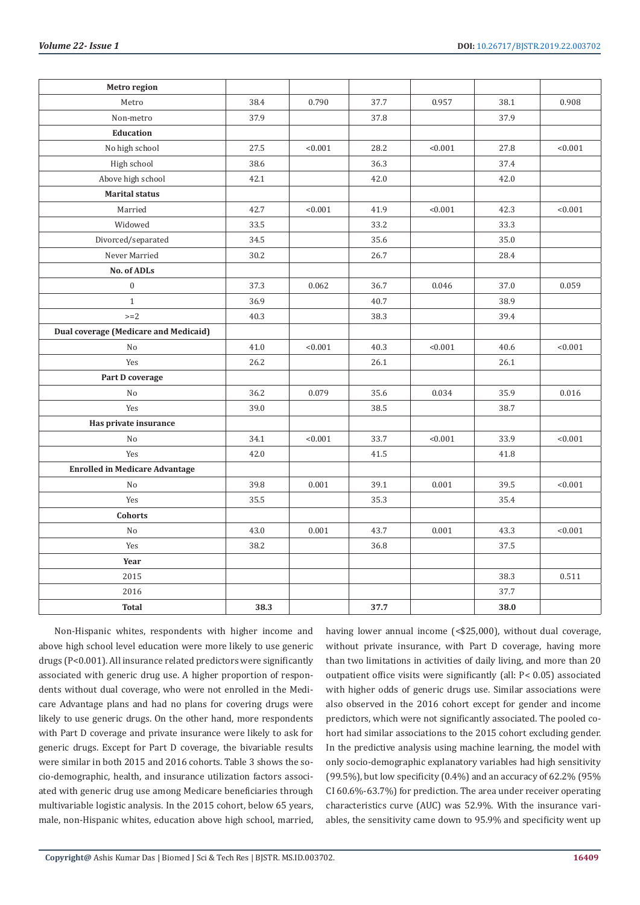| Metro region | | | | | | |
|---|---|---|---|---|---|---|
| Metro | 38.4 | 0.790 | 37.7 | 0.957 | 38.1 | 0.908 |
| Non-metro | 37.9 | | 37.8 | | 37.9 | |
| **Education** | | | | | | |
| No high school | 27.5 | <0.001 | 28.2 | <0.001 | 27.8 | <0.001 |
| High school | 38.6 | | 36.3 | | 37.4 | |
| Above high school | 42.1 | | 42.0 | | 42.0 | |
| **Marital status** | | | | | | |
| Married | 42.7 | <0.001 | 41.9 | <0.001 | 42.3 | <0.001 |
| Widowed | 33.5 | | 33.2 | | 33.3 | |
| Divorced/separated | 34.5 | | 35.6 | | 35.0 | |
| Never Married | 30.2 | | 26.7 | | 28.4 | |
| **No. of ADLs** | | | | | | |
| 0 | 37.3 | 0.062 | 36.7 | 0.046 | 37.0 | 0.059 |
| 1 | 36.9 | | 40.7 | | 38.9 | |
| >=2 | 40.3 | | 38.3 | | 39.4 | |
| **Dual coverage (Medicare and Medicaid)** | | | | | | |
| No | 41.0 | <0.001 | 40.3 | <0.001 | 40.6 | <0.001 |
| Yes | 26.2 | | 26.1 | | 26.1 | |
| **Part D coverage** | | | | | | |
| No | 36.2 | 0.079 | 35.6 | 0.034 | 35.9 | 0.016 |
| Yes | 39.0 | | 38.5 | | 38.7 | |
| **Has private insurance** | | | | | | |
| No | 34.1 | <0.001 | 33.7 | <0.001 | 33.9 | <0.001 |
| Yes | 42.0 | | 41.5 | | 41.8 | |
| **Enrolled in Medicare Advantage** | | | | | | |
| No | 39.8 | 0.001 | 39.1 | 0.001 | 39.5 | <0.001 |
| Yes | 35.5 | | 35.3 | | 35.4 | |
| **Cohorts** | | | | | | |
| No | 43.0 | 0.001 | 43.7 | 0.001 | 43.3 | <0.001 |
| Yes | 38.2 | | 36.8 | | 37.5 | |
| **Year** | | | | | | |
| 2015 | | | | | 38.3 | 0.511 |
| 2016 | | | | | 37.7 | |
| **Total** | **38.3** | | **37.7** | | **38.0** | |

Non-Hispanic whites, respondents with higher income and above high school level education were more likely to use generic drugs (P<0.001). All insurance related predictors were significantly associated with generic drug use. A higher proportion of respondents without dual coverage, who were not enrolled in the Medicare Advantage plans and had no plans for covering drugs were likely to use generic drugs. On the other hand, more respondents with Part D coverage and private insurance were likely to ask for generic drugs. Except for Part D coverage, the bivariable results were similar in both 2015 and 2016 cohorts. Table 3 shows the socio-demographic, health, and insurance utilization factors associated with generic drug use among Medicare beneficiaries through multivariable logistic analysis. In the 2015 cohort, below 65 years, male, non-Hispanic whites, education above high school, married, having lower annual income (<$25,000), without dual coverage, without private insurance, with Part D coverage, having more than two limitations in activities of daily living, and more than 20 outpatient office visits were significantly (all: P< 0.05) associated with higher odds of generic drugs use. Similar associations were also observed in the 2016 cohort except for gender and income predictors, which were not significantly associated. The pooled cohort had similar associations to the 2015 cohort excluding gender. In the predictive analysis using machine learning, the model with only socio-demographic explanatory variables had high sensitivity (99.5%), but low specificity (0.4%) and an accuracy of 62.2% (95% CI 60.6%-63.7%) for prediction. The area under receiver operating characteristics curve (AUC) was 52.9%. With the insurance variables, the sensitivity came down to 95.9% and specificity went up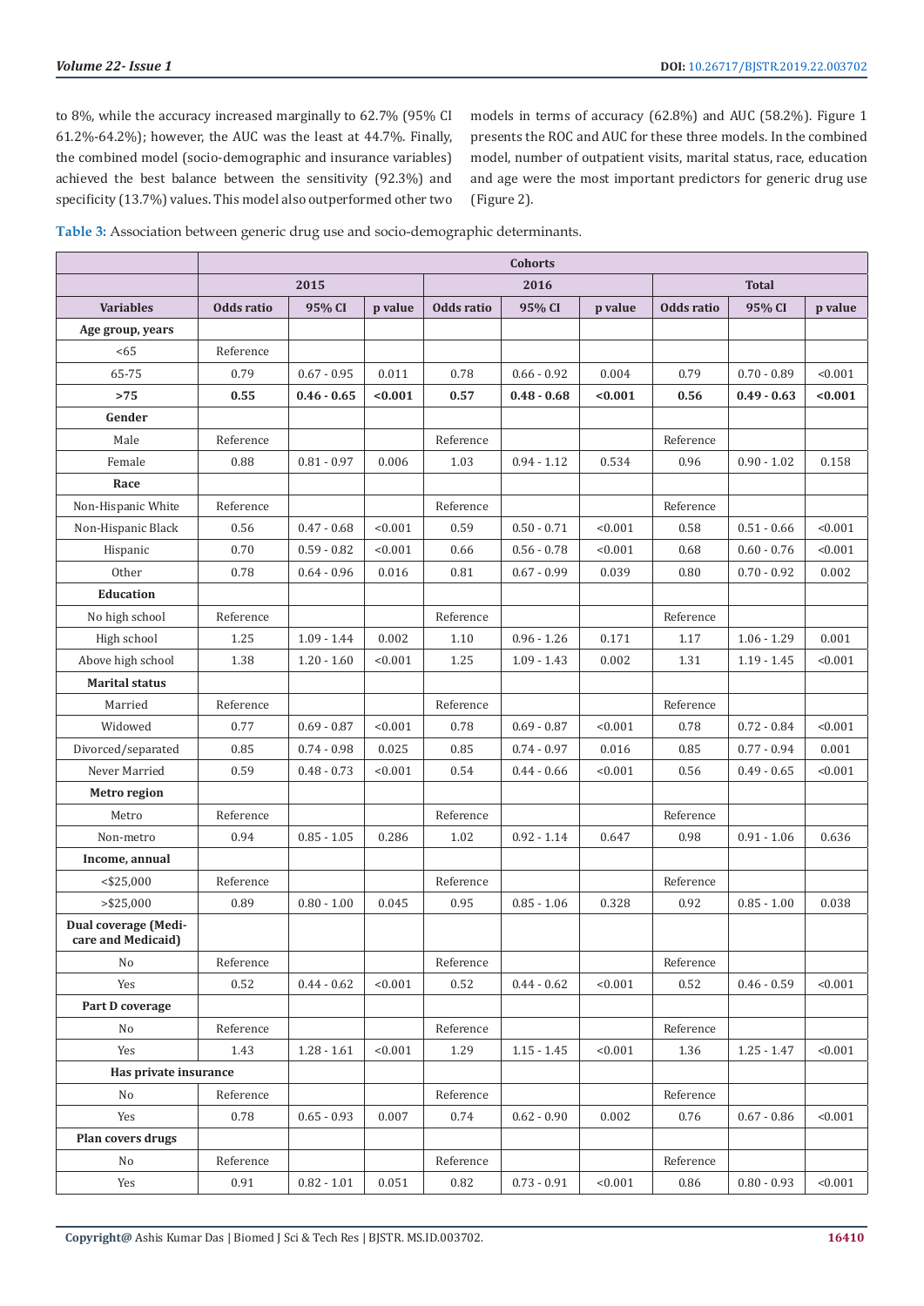to 8%, while the accuracy increased marginally to 62.7% (95% CI 61.2%-64.2%); however, the AUC was the least at 44.7%. Finally, the combined model (socio-demographic and insurance variables) achieved the best balance between the sensitivity (92.3%) and specificity (13.7%) values. This model also outperformed other two models in terms of accuracy (62.8%) and AUC (58.2%). Figure 1 presents the ROC and AUC for these three models. In the combined model, number of outpatient visits, marital status, race, education and age were the most important predictors for generic drug use (Figure 2).

**Table 3:** Association between generic drug use and socio-demographic determinants.

| | Cohorts | | | | | | | | |
|---|---|---|---|---|---|---|---|---|---|
| | 2015 | | | 2016 | | | Total | | |
| **Variables** | **Odds ratio** | **95% CI** | **p value** | **Odds ratio** | **95% CI** | **p value** | **Odds ratio** | **95% CI** | **p value** |
| **Age group, years** | | | | | | | | | |
| <65 | Reference | | | | | | | | |
| 65-75 | 0.79 | 0.67 - 0.95 | 0.011 | 0.78 | 0.66 - 0.92 | 0.004 | 0.79 | 0.70 - 0.89 | <0.001 |
| **>75** | **0.55** | **0.46 - 0.65** | **<0.001** | **0.57** | **0.48 - 0.68** | **<0.001** | **0.56** | **0.49 - 0.63** | **<0.001** |
| **Gender** | | | | | | | | | |
| Male | Reference | | | Reference | | | Reference | | |
| Female | 0.88 | 0.81 - 0.97 | 0.006 | 1.03 | 0.94 - 1.12 | 0.534 | 0.96 | 0.90 - 1.02 | 0.158 |
| **Race** | | | | | | | | | |
| Non-Hispanic White | Reference | | | Reference | | | Reference | | |
| Non-Hispanic Black | 0.56 | 0.47 - 0.68 | <0.001 | 0.59 | 0.50 - 0.71 | <0.001 | 0.58 | 0.51 - 0.66 | <0.001 |
| Hispanic | 0.70 | 0.59 - 0.82 | <0.001 | 0.66 | 0.56 - 0.78 | <0.001 | 0.68 | 0.60 - 0.76 | <0.001 |
| Other | 0.78 | 0.64 - 0.96 | 0.016 | 0.81 | 0.67 - 0.99 | 0.039 | 0.80 | 0.70 - 0.92 | 0.002 |
| **Education** | | | | | | | | | |
| No high school | Reference | | | Reference | | | Reference | | |
| High school | 1.25 | 1.09 - 1.44 | 0.002 | 1.10 | 0.96 - 1.26 | 0.171 | 1.17 | 1.06 - 1.29 | 0.001 |
| Above high school | 1.38 | 1.20 - 1.60 | <0.001 | 1.25 | 1.09 - 1.43 | 0.002 | 1.31 | 1.19 - 1.45 | <0.001 |
| **Marital status** | | | | | | | | | |
| Married | Reference | | | Reference | | | Reference | | |
| Widowed | 0.77 | 0.69 - 0.87 | <0.001 | 0.78 | 0.69 - 0.87 | <0.001 | 0.78 | 0.72 - 0.84 | <0.001 |
| Divorced/separated | 0.85 | 0.74 - 0.98 | 0.025 | 0.85 | 0.74 - 0.97 | 0.016 | 0.85 | 0.77 - 0.94 | 0.001 |
| Never Married | 0.59 | 0.48 - 0.73 | <0.001 | 0.54 | 0.44 - 0.66 | <0.001 | 0.56 | 0.49 - 0.65 | <0.001 |
| **Metro region** | | | | | | | | | |
| Metro | Reference | | | Reference | | | Reference | | |
| Non-metro | 0.94 | 0.85 - 1.05 | 0.286 | 1.02 | 0.92 - 1.14 | 0.647 | 0.98 | 0.91 - 1.06 | 0.636 |
| **Income, annual** | | | | | | | | | |
| <$25,000 | Reference | | | Reference | | | Reference | | |
| >$25,000 | 0.89 | 0.80 - 1.00 | 0.045 | 0.95 | 0.85 - 1.06 | 0.328 | 0.92 | 0.85 - 1.00 | 0.038 |
| **Dual coverage (Medicare and Medicaid)** | | | | | | | | | |
| No | Reference | | | Reference | | | Reference | | |
| Yes | 0.52 | 0.44 - 0.62 | <0.001 | 0.52 | 0.44 - 0.62 | <0.001 | 0.52 | 0.46 - 0.59 | <0.001 |
| **Part D coverage** | | | | | | | | | |
| No | Reference | | | Reference | | | Reference | | |
| Yes | 1.43 | 1.28 - 1.61 | <0.001 | 1.29 | 1.15 - 1.45 | <0.001 | 1.36 | 1.25 - 1.47 | <0.001 |
| **Has private insurance** | | | | | | | | | |
| No | Reference | | | Reference | | | Reference | | |
| Yes | 0.78 | 0.65 - 0.93 | 0.007 | 0.74 | 0.62 - 0.90 | 0.002 | 0.76 | 0.67 - 0.86 | <0.001 |
| **Plan covers drugs** | | | | | | | | | |
| No | Reference | | | Reference | | | Reference | | |
| Yes | 0.91 | 0.82 - 1.01 | 0.051 | 0.82 | 0.73 - 0.91 | <0.001 | 0.86 | 0.80 - 0.93 | <0.001 |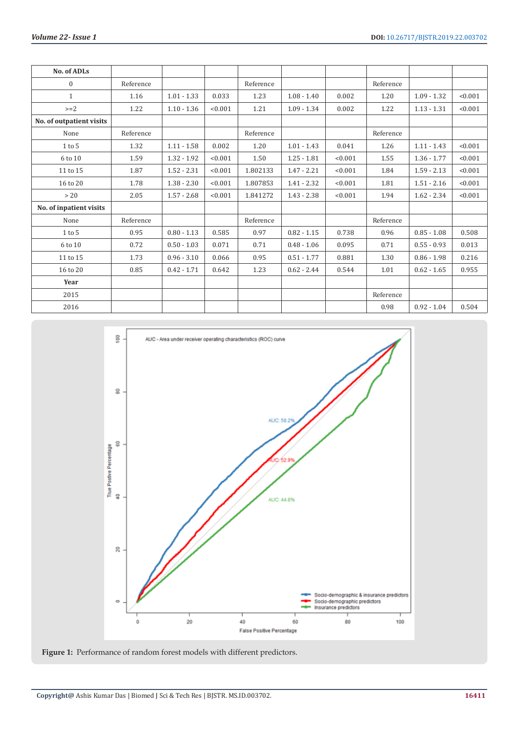| No. of ADLs | | | | | | | | | |
|---|---|---|---|---|---|---|---|---|---|
| 0 | Reference | | | Reference | | | Reference | | |
| 1 | 1.16 | 1.01 - 1.33 | 0.033 | 1.23 | 1.08 - 1.40 | 0.002 | 1.20 | 1.09 - 1.32 | <0.001 |
| >=2 | 1.22 | 1.10 - 1.36 | <0.001 | 1.21 | 1.09 - 1.34 | 0.002 | 1.22 | 1.13 - 1.31 | <0.001 |
| **No. of outpatient visits** | | | | | | | | | |
| None | Reference | | | Reference | | | Reference | | |
| 1 to 5 | 1.32 | 1.11 - 1.58 | 0.002 | 1.20 | 1.01 - 1.43 | 0.041 | 1.26 | 1.11 - 1.43 | <0.001 |
| 6 to 10 | 1.59 | 1.32 - 1.92 | <0.001 | 1.50 | 1.25 - 1.81 | <0.001 | 1.55 | 1.36 - 1.77 | <0.001 |
| 11 to 15 | 1.87 | 1.52 - 2.31 | <0.001 | 1.802133 | 1.47 - 2.21 | <0.001 | 1.84 | 1.59 - 2.13 | <0.001 |
| 16 to 20 | 1.78 | 1.38 - 2.30 | <0.001 | 1.807853 | 1.41 - 2.32 | <0.001 | 1.81 | 1.51 - 2.16 | <0.001 |
| > 20 | 2.05 | 1.57 - 2.68 | <0.001 | 1.841272 | 1.43 - 2.38 | <0.001 | 1.94 | 1.62 - 2.34 | <0.001 |
| **No. of inpatient visits** | | | | | | | | | |
| None | Reference | | | Reference | | | Reference | | |
| 1 to 5 | 0.95 | 0.80 - 1.13 | 0.585 | 0.97 | 0.82 - 1.15 | 0.738 | 0.96 | 0.85 - 1.08 | 0.508 |
| 6 to 10 | 0.72 | 0.50 - 1.03 | 0.071 | 0.71 | 0.48 - 1.06 | 0.095 | 0.71 | 0.55 - 0.93 | 0.013 |
| 11 to 15 | 1.73 | 0.96 - 3.10 | 0.066 | 0.95 | 0.51 - 1.77 | 0.881 | 1.30 | 0.86 - 1.98 | 0.216 |
| 16 to 20 | 0.85 | 0.42 - 1.71 | 0.642 | 1.23 | 0.62 - 2.44 | 0.544 | 1.01 | 0.62 - 1.65 | 0.955 |
| **Year** | | | | | | | | | |
| 2015 | | | | | | | Reference | | |
| 2016 | | | | | | | 0.98 | 0.92 - 1.04 | 0.504 |

**Figure 1:** Performance of random forest models with different predictors.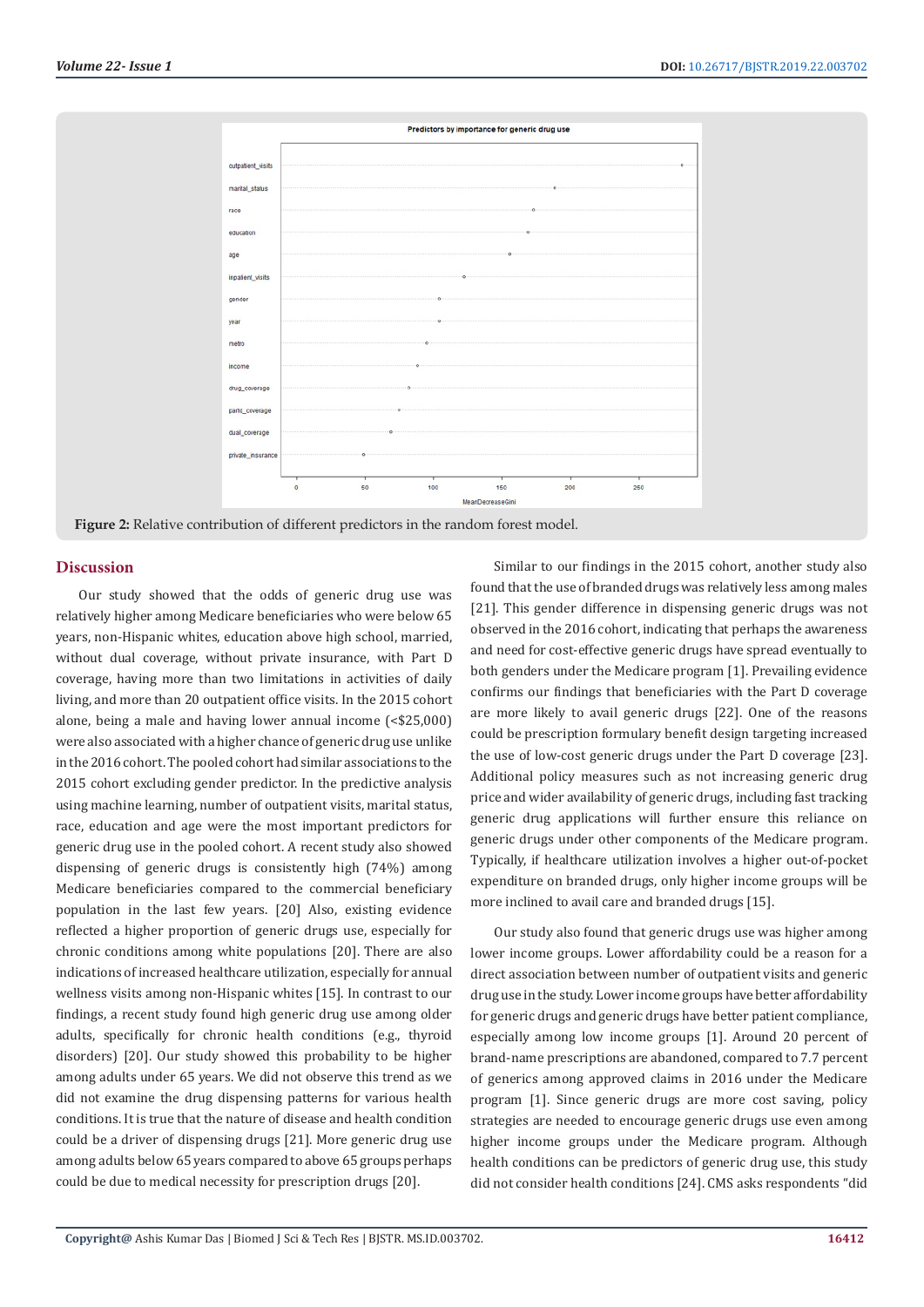**Figure 2:** Relative contribution of different predictors in the random forest model.

## Discussion

Our study showed that the odds of generic drug use was relatively higher among Medicare beneficiaries who were below 65 years, non-Hispanic whites, education above high school, married, without dual coverage, without private insurance, with Part D coverage, having more than two limitations in activities of daily living, and more than 20 outpatient office visits. In the 2015 cohort alone, being a male and having lower annual income (<$25,000) were also associated with a higher chance of generic drug use unlike in the 2016 cohort. The pooled cohort had similar associations to the 2015 cohort excluding gender predictor. In the predictive analysis using machine learning, number of outpatient visits, marital status, race, education and age were the most important predictors for generic drug use in the pooled cohort. A recent study also showed dispensing of generic drugs is consistently high (74%) among Medicare beneficiaries compared to the commercial beneficiary population in the last few years. [20] Also, existing evidence reflected a higher proportion of generic drugs use, especially for chronic conditions among white populations [20]. There are also indications of increased healthcare utilization, especially for annual wellness visits among non-Hispanic whites [15]. In contrast to our findings, a recent study found high generic drug use among older adults, specifically for chronic health conditions (e.g., thyroid disorders) [20]. Our study showed this probability to be higher among adults under 65 years. We did not observe this trend as we did not examine the drug dispensing patterns for various health conditions. It is true that the nature of disease and health condition could be a driver of dispensing drugs [21]. More generic drug use among adults below 65 years compared to above 65 groups perhaps could be due to medical necessity for prescription drugs [20].

Similar to our findings in the 2015 cohort, another study also found that the use of branded drugs was relatively less among males [21]. This gender difference in dispensing generic drugs was not observed in the 2016 cohort, indicating that perhaps the awareness and need for cost-effective generic drugs have spread eventually to both genders under the Medicare program [1]. Prevailing evidence confirms our findings that beneficiaries with the Part D coverage are more likely to avail generic drugs [22]. One of the reasons could be prescription formulary benefit design targeting increased the use of low-cost generic drugs under the Part D coverage [23]. Additional policy measures such as not increasing generic drug price and wider availability of generic drugs, including fast tracking generic drug applications will further ensure this reliance on generic drugs under other components of the Medicare program. Typically, if healthcare utilization involves a higher out-of-pocket expenditure on branded drugs, only higher income groups will be more inclined to avail care and branded drugs [15].

Our study also found that generic drugs use was higher among lower income groups. Lower affordability could be a reason for a direct association between number of outpatient visits and generic drug use in the study. Lower income groups have better affordability for generic drugs and generic drugs have better patient compliance, especially among low income groups [1]. Around 20 percent of brand-name prescriptions are abandoned, compared to 7.7 percent of generics among approved claims in 2016 under the Medicare program [1]. Since generic drugs are more cost saving, policy strategies are needed to encourage generic drugs use even among higher income groups under the Medicare program. Although health conditions can be predictors of generic drug use, this study did not consider health conditions [24]. CMS asks respondents "did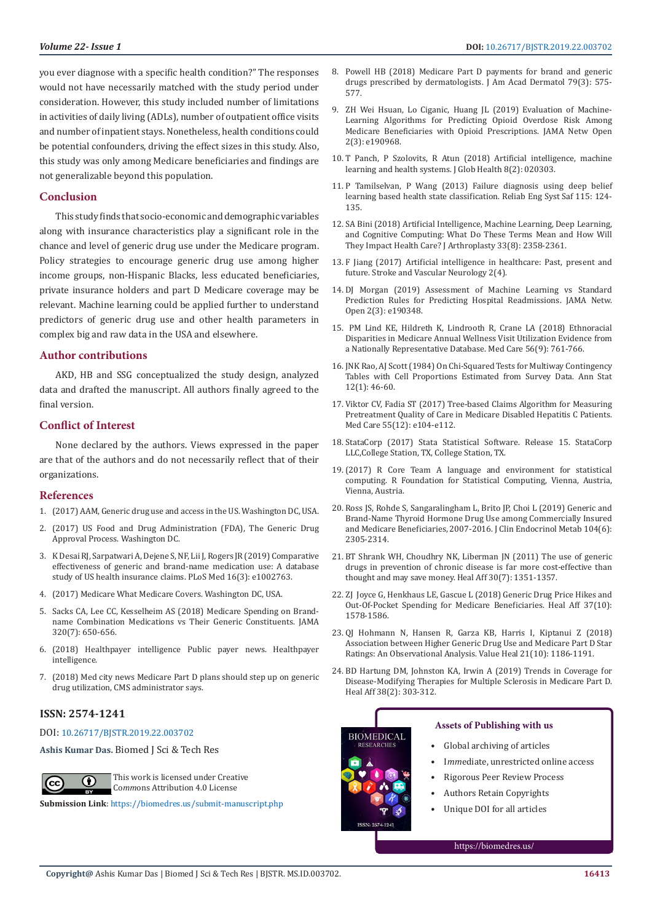you ever diagnose with a specific health condition?" The responses would not have necessarily matched with the study period under consideration. However, this study included number of limitations in activities of daily living (ADLs), number of outpatient office visits and number of inpatient stays. Nonetheless, health conditions could be potential confounders, driving the effect sizes in this study. Also, this study was only among Medicare beneficiaries and findings are not generalizable beyond this population.

## Conclusion

This study finds that socio-economic and demographic variables along with insurance characteristics play a significant role in the chance and level of generic drug use under the Medicare program. Policy strategies to encourage generic drug use among higher income groups, non-Hispanic Blacks, less educated beneficiaries, private insurance holders and part D Medicare coverage may be relevant. Machine learning could be applied further to understand predictors of generic drug use and other health parameters in complex big and raw data in the USA and elsewhere.

## Author contributions

AKD, HB and SSG conceptualized the study design, analyzed data and drafted the manuscript. All authors finally agreed to the final version.

## Conflict of Interest

None declared by the authors. Views expressed in the paper are that of the authors and do not necessarily reflect that of their organizations.

## References

1. (2017) AAM, Generic drug use and access in the US. Washington DC, USA.
2. (2017) US Food and Drug Administration (FDA), The Generic Drug Approval Process. Washington DC.
3. K Desai RJ, Sarpatwari A, Dejene S, NF, Lii J, Rogers JR (2019) Comparative effectiveness of generic and brand-name medication use: A database study of US health insurance claims. PLoS Med 16(3): e1002763.
4. (2017) Medicare What Medicare Covers. Washington DC, USA.
5. Sacks CA, Lee CC, Kesselheim AS (2018) Medicare Spending on Brand-name Combination Medications vs Their Generic Constituents. JAMA 320(7): 650-656.
6. (2018) Healthpayer intelligence Public payer news. Healthpayer intelligence.
7. (2018) Med city news Medicare Part D plans should step up on generic drug utilization, CMS administrator says.
8. Powell HB (2018) Medicare Part D payments for brand and generic drugs prescribed by dermatologists. J Am Acad Dermatol 79(3): 575-577.
9. ZH Wei Hsuan, Lo Ciganic, Huang JL (2019) Evaluation of Machine-Learning Algorithms for Predicting Opioid Overdose Risk Among Medicare Beneficiaries with Opioid Prescriptions. JAMA Netw Open 2(3): e190968.
10. T Panch, P Szolovits, R Atun (2018) Artificial intelligence, machine learning and health systems. J Glob Health 8(2): 020303.
11. P Tamilselvan, P Wang (2013) Failure diagnosis using deep belief learning based health state classification. Reliab Eng Syst Saf 115: 124-135.
12. SA Bini (2018) Artificial Intelligence, Machine Learning, Deep Learning, and Cognitive Computing: What Do These Terms Mean and How Will They Impact Health Care? J Arthroplasty 33(8): 2358-2361.
13. F Jiang (2017) Artificial intelligence in healthcare: Past, present and future. Stroke and Vascular Neurology 2(4).
14. DJ Morgan (2019) Assessment of Machine Learning vs Standard Prediction Rules for Predicting Hospital Readmissions. JAMA Netw. Open 2(3): e190348.
15. PM Lind KE, Hildreth K, Lindrooth R, Crane LA (2018) Ethnoracial Disparities in Medicare Annual Wellness Visit Utilization Evidence from a Nationally Representative Database. Med Care 56(9): 761-766.
16. JNK Rao, AJ Scott (1984) On Chi-Squared Tests for Multiway Contingency Tables with Cell Proportions Estimated from Survey Data. Ann Stat 12(1): 46-60.
17. Viktor CV, Fadia ST (2017) Tree-based Claims Algorithm for Measuring Pretreatment Quality of Care in Medicare Disabled Hepatitis C Patients. Med Care 55(12): e104-e112.
18. StataCorp (2017) Stata Statistical Software. Release 15. StataCorp LLC,College Station, TX, College Station, TX.
19. (2017) R Core Team A language and environment for statistical computing. R Foundation for Statistical Computing, Vienna, Austria, Vienna, Austria.
20. Ross JS, Rohde S, Sangaralingham L, Brito JP, Choi L (2019) Generic and Brand-Name Thyroid Hormone Drug Use among Commercially Insured and Medicare Beneficiaries, 2007-2016. J Clin Endocrinol Metab 104(6): 2305-2314.
21. BT Shrank WH, Choudhry NK, Liberman JN (2011) The use of generic drugs in prevention of chronic disease is far more cost-effective than thought and may save money. Heal Aff 30(7): 1351-1357.
22. ZJ Joyce G, Henkhaus LE, Gascue L (2018) Generic Drug Price Hikes and Out-Of-Pocket Spending for Medicare Beneficiaries. Heal Aff 37(10): 1578-1586.
23. QJ Hohmann N, Hansen R, Garza KB, Harris I, Kiptanui Z (2018) Association between Higher Generic Drug Use and Medicare Part D Star Ratings: An Observational Analysis. Value Heal 21(10): 1186-1191.
24. BD Hartung DM, Johnston KA, Irwin A (2019) Trends in Coverage for Disease-Modifying Therapies for Multiple Sclerosis in Medicare Part D. Heal Aff 38(2): 303-312.

**ISSN: 2574-1241**

DOI: 10.26717/BJSTR.2019.22.003702

**Ashis Kumar Das.** Biomed J Sci & Tech Res

This work is licensed under Creative Commons Attribution 4.0 License

**Submission Link**: https://biomedres.us/submit-manuscript.php

**Assets of Publishing with us**

- Global archiving of articles
- Immediate, unrestricted online access
- Rigorous Peer Review Process
- Authors Retain Copyrights
- Unique DOI for all articles

https://biomedres.us/